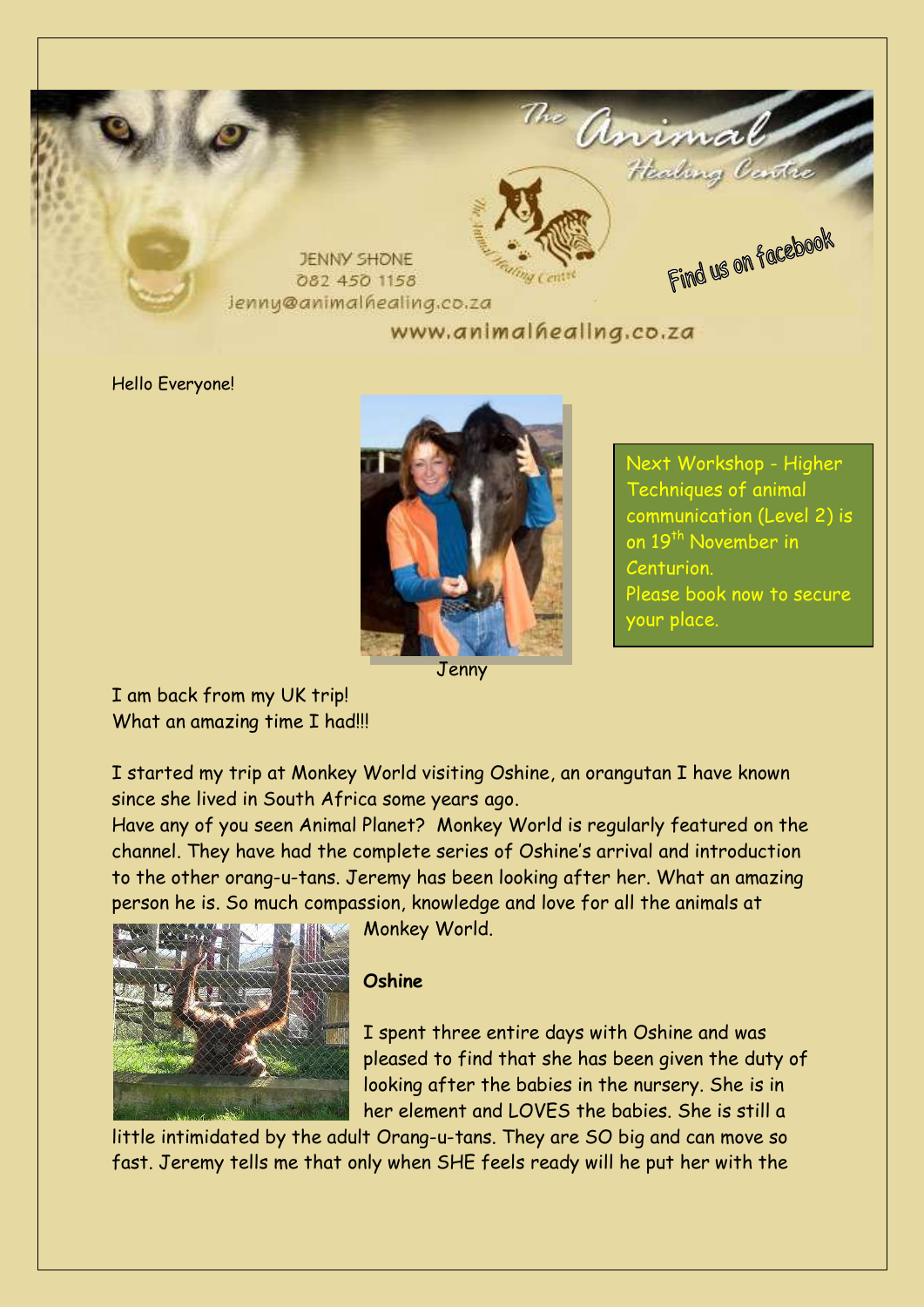The Animal Healing Centre

JENNY SHONE
082 450 1158
jenny@animalhealing.co.za

www.animalhealing.co.za

Find us on facebook

Hello Everyone!

Jenny

Next Workshop - Higher Techniques of animal communication (Level 2) is on 19th November in Centurion.
Please book now to secure your place.

I am back from my UK trip!
What an amazing time I had!!!

I started my trip at Monkey World visiting Oshine, an orangutan I have known since she lived in South Africa some years ago.
Have any of you seen Animal Planet? Monkey World is regularly featured on the channel. They have had the complete series of Oshine's arrival and introduction to the other orang-u-tans. Jeremy has been looking after her. What an amazing person he is. So much compassion, knowledge and love for all the animals at Monkey World.

**Oshine**

I spent three entire days with Oshine and was pleased to find that she has been given the duty of looking after the babies in the nursery. She is in her element and LOVES the babies. She is still a little intimidated by the adult Orang-u-tans. They are SO big and can move so fast. Jeremy tells me that only when SHE feels ready will he put her with the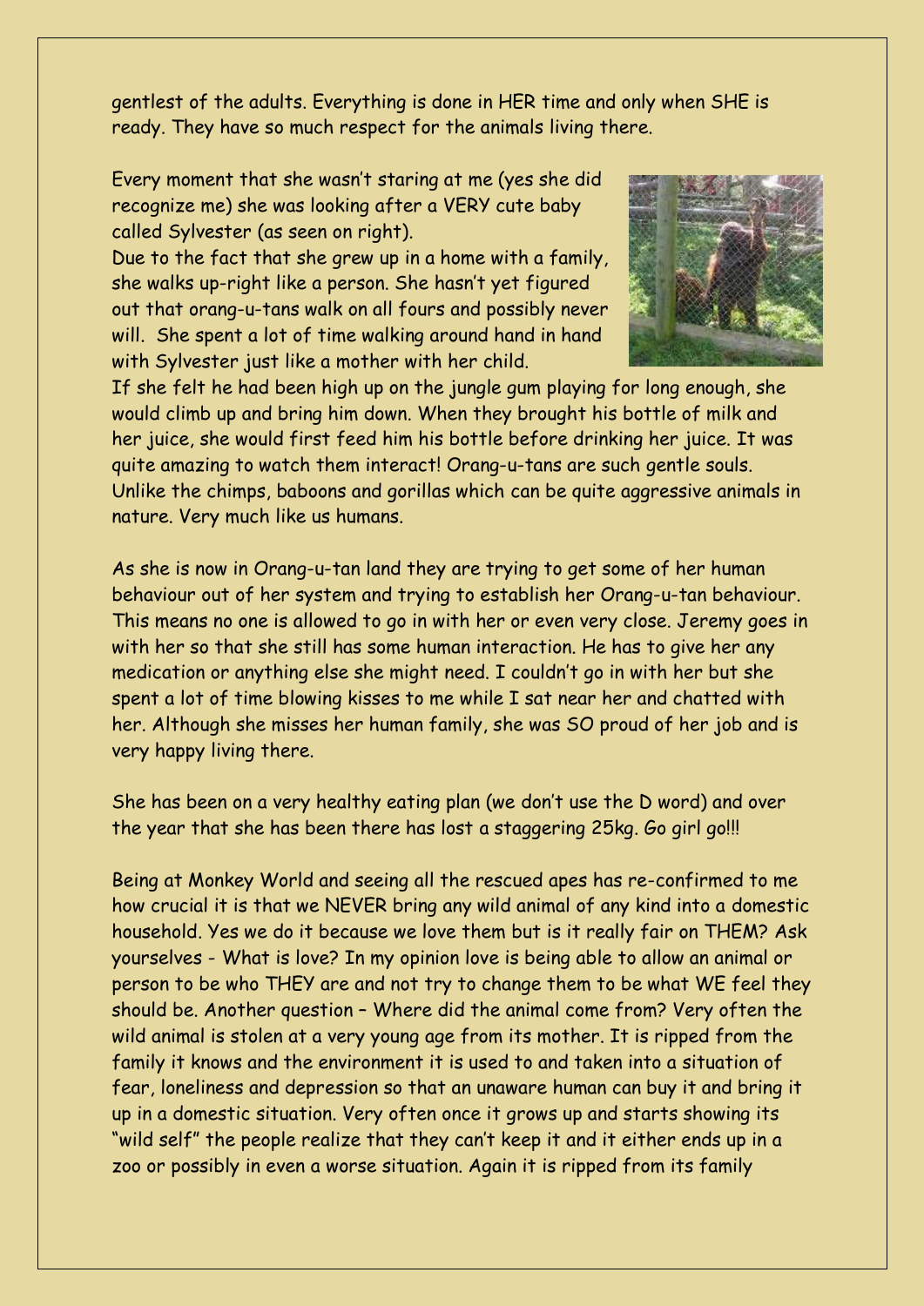gentlest of the adults. Everything is done in HER time and only when SHE is ready. They have so much respect for the animals living there.

Every moment that she wasn't staring at me (yes she did recognize me) she was looking after a VERY cute baby called Sylvester (as seen on right).
Due to the fact that she grew up in a home with a family, she walks up-right like a person. She hasn't yet figured out that orang-u-tans walk on all fours and possibly never will. She spent a lot of time walking around hand in hand with Sylvester just like a mother with her child.
If she felt he had been high up on the jungle gum playing for long enough, she would climb up and bring him down. When they brought his bottle of milk and her juice, she would first feed him his bottle before drinking her juice. It was quite amazing to watch them interact! Orang-u-tans are such gentle souls. Unlike the chimps, baboons and gorillas which can be quite aggressive animals in nature. Very much like us humans.

As she is now in Orang-u-tan land they are trying to get some of her human behaviour out of her system and trying to establish her Orang-u-tan behaviour. This means no one is allowed to go in with her or even very close. Jeremy goes in with her so that she still has some human interaction. He has to give her any medication or anything else she might need. I couldn't go in with her but she spent a lot of time blowing kisses to me while I sat near her and chatted with her. Although she misses her human family, she was SO proud of her job and is very happy living there.

She has been on a very healthy eating plan (we don't use the D word) and over the year that she has been there has lost a staggering 25kg. Go girl go!!!

Being at Monkey World and seeing all the rescued apes has re-confirmed to me how crucial it is that we NEVER bring any wild animal of any kind into a domestic household. Yes we do it because we love them but is it really fair on THEM? Ask yourselves - What is love? In my opinion love is being able to allow an animal or person to be who THEY are and not try to change them to be what WE feel they should be. Another question – Where did the animal come from? Very often the wild animal is stolen at a very young age from its mother. It is ripped from the family it knows and the environment it is used to and taken into a situation of fear, loneliness and depression so that an unaware human can buy it and bring it up in a domestic situation. Very often once it grows up and starts showing its "wild self" the people realize that they can't keep it and it either ends up in a zoo or possibly in even a worse situation. Again it is ripped from its family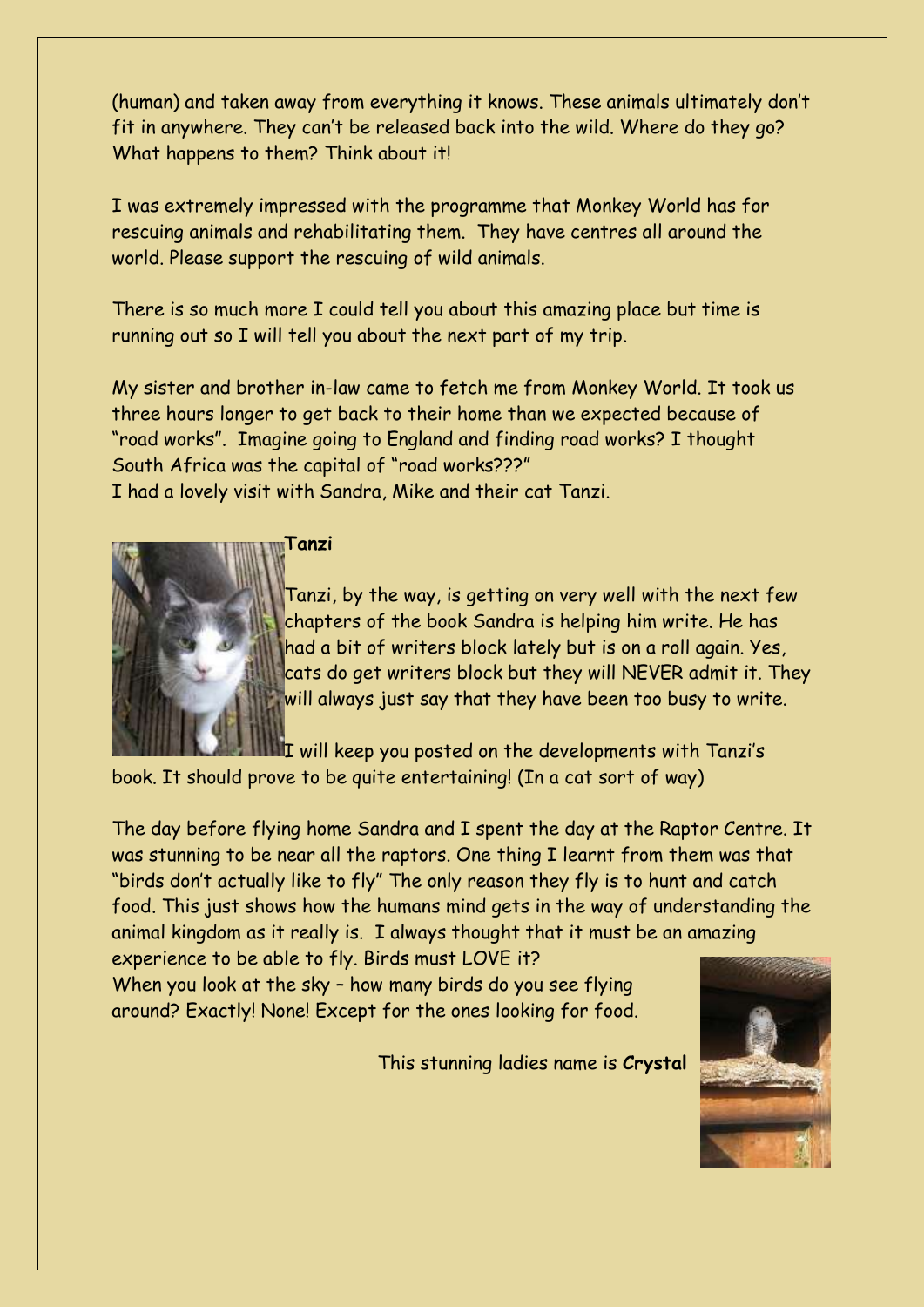(human) and taken away from everything it knows. These animals ultimately don't fit in anywhere. They can't be released back into the wild. Where do they go? What happens to them? Think about it!

I was extremely impressed with the programme that Monkey World has for rescuing animals and rehabilitating them. They have centres all around the world. Please support the rescuing of wild animals.

There is so much more I could tell you about this amazing place but time is running out so I will tell you about the next part of my trip.

My sister and brother in-law came to fetch me from Monkey World. It took us three hours longer to get back to their home than we expected because of "road works". Imagine going to England and finding road works? I thought South Africa was the capital of "road works???"

I had a lovely visit with Sandra, Mike and their cat Tanzi.

**Tanzi**

Tanzi, by the way, is getting on very well with the next few chapters of the book Sandra is helping him write. He has had a bit of writers block lately but is on a roll again. Yes, cats do get writers block but they will NEVER admit it. They will always just say that they have been too busy to write.

I will keep you posted on the developments with Tanzi's book. It should prove to be quite entertaining! (In a cat sort of way)

The day before flying home Sandra and I spent the day at the Raptor Centre. It was stunning to be near all the raptors. One thing I learnt from them was that "birds don't actually like to fly" The only reason they fly is to hunt and catch food. This just shows how the humans mind gets in the way of understanding the animal kingdom as it really is. I always thought that it must be an amazing experience to be able to fly. Birds must LOVE it?

When you look at the sky – how many birds do you see flying around? Exactly! None! Except for the ones looking for food.

This stunning ladies name is **Crystal**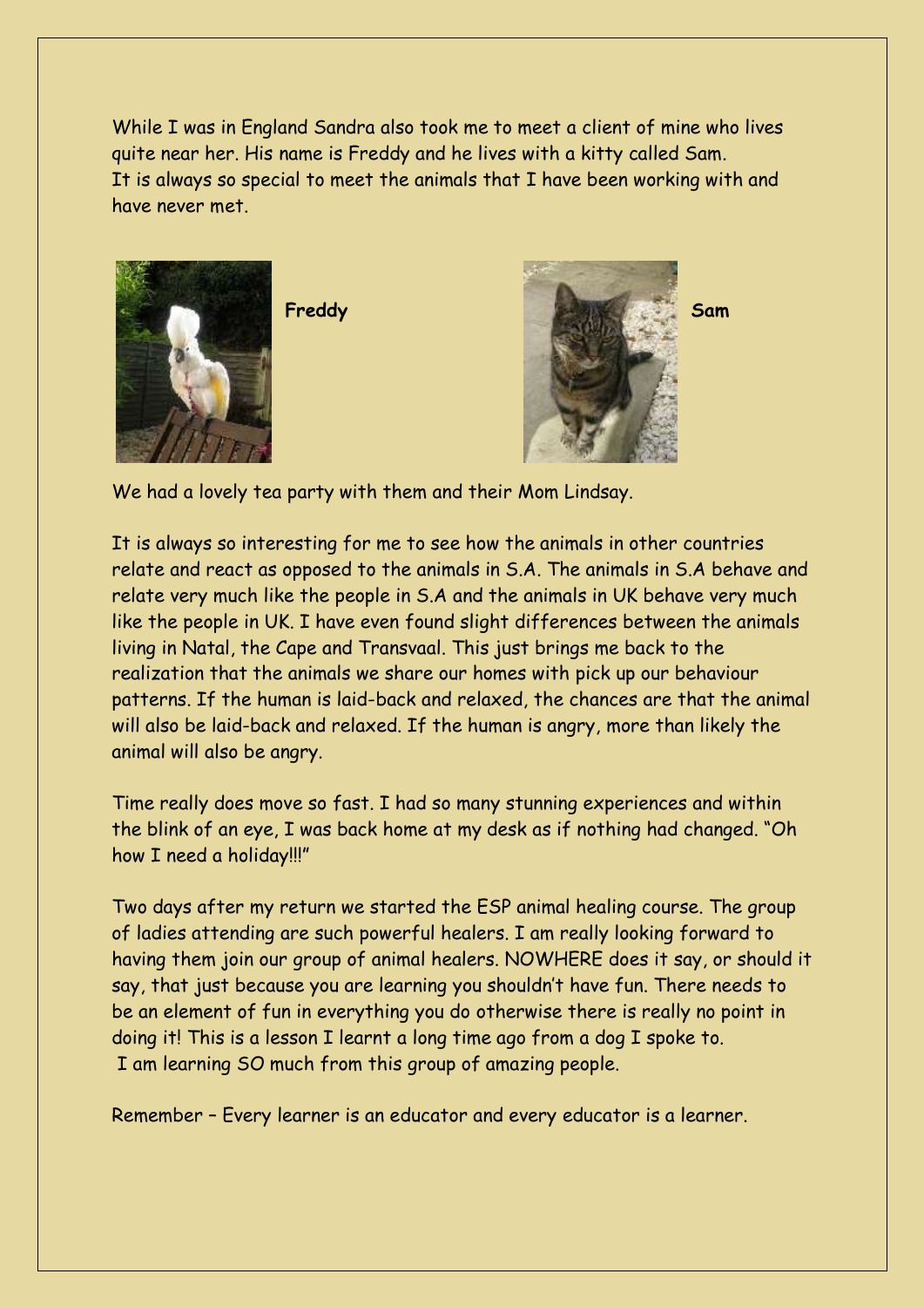While I was in England Sandra also took me to meet a client of mine who lives quite near her. His name is Freddy and he lives with a kitty called Sam.
It is always so special to meet the animals that I have been working with and have never met.

**Freddy**

**Sam**

We had a lovely tea party with them and their Mom Lindsay.

It is always so interesting for me to see how the animals in other countries relate and react as opposed to the animals in S.A. The animals in S.A behave and relate very much like the people in S.A and the animals in UK behave very much like the people in UK. I have even found slight differences between the animals living in Natal, the Cape and Transvaal. This just brings me back to the realization that the animals we share our homes with pick up our behaviour patterns. If the human is laid-back and relaxed, the chances are that the animal will also be laid-back and relaxed. If the human is angry, more than likely the animal will also be angry.

Time really does move so fast. I had so many stunning experiences and within the blink of an eye, I was back home at my desk as if nothing had changed. "Oh how I need a holiday!!!"

Two days after my return we started the ESP animal healing course. The group of ladies attending are such powerful healers. I am really looking forward to having them join our group of animal healers. NOWHERE does it say, or should it say, that just because you are learning you shouldn't have fun. There needs to be an element of fun in everything you do otherwise there is really no point in doing it! This is a lesson I learnt a long time ago from a dog I spoke to.
I am learning SO much from this group of amazing people.

Remember – Every learner is an educator and every educator is a learner.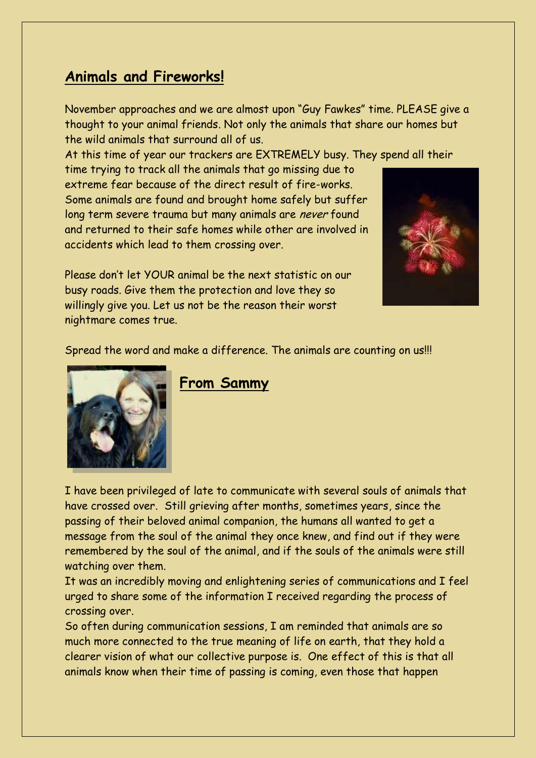## **Animals and Fireworks!**

November approaches and we are almost upon "Guy Fawkes" time. PLEASE give a thought to your animal friends. Not only the animals that share our homes but the wild animals that surround all of us.

At this time of year our trackers are EXTREMELY busy. They spend all their time trying to track all the animals that go missing due to extreme fear because of the direct result of fire-works. Some animals are found and brought home safely but suffer long term severe trauma but many animals are *never* found and returned to their safe homes while other are involved in accidents which lead to them crossing over.

Please don't let YOUR animal be the next statistic on our busy roads. Give them the protection and love they so willingly give you. Let us not be the reason their worst nightmare comes true.

Spread the word and make a difference. The animals are counting on us!!!

## **From Sammy**

I have been privileged of late to communicate with several souls of animals that have crossed over. Still grieving after months, sometimes years, since the passing of their beloved animal companion, the humans all wanted to get a message from the soul of the animal they once knew, and find out if they were remembered by the soul of the animal, and if the souls of the animals were still watching over them.

It was an incredibly moving and enlightening series of communications and I feel urged to share some of the information I received regarding the process of crossing over.

So often during communication sessions, I am reminded that animals are so much more connected to the true meaning of life on earth, that they hold a clearer vision of what our collective purpose is. One effect of this is that all animals know when their time of passing is coming, even those that happen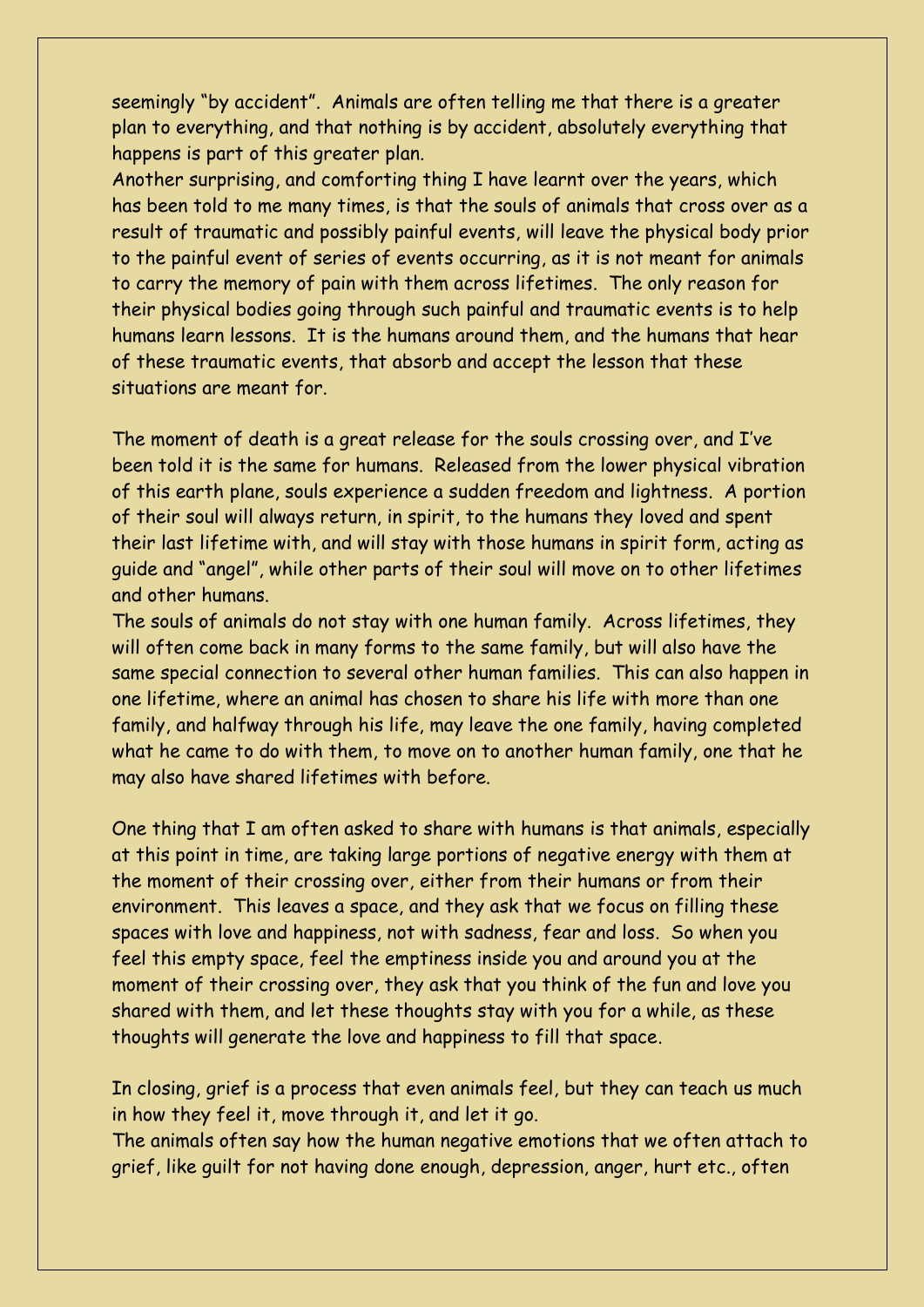seemingly "by accident". Animals are often telling me that there is a greater plan to everything, and that nothing is by accident, absolutely everything that happens is part of this greater plan.

Another surprising, and comforting thing I have learnt over the years, which has been told to me many times, is that the souls of animals that cross over as a result of traumatic and possibly painful events, will leave the physical body prior to the painful event of series of events occurring, as it is not meant for animals to carry the memory of pain with them across lifetimes. The only reason for their physical bodies going through such painful and traumatic events is to help humans learn lessons. It is the humans around them, and the humans that hear of these traumatic events, that absorb and accept the lesson that these situations are meant for.

The moment of death is a great release for the souls crossing over, and I've been told it is the same for humans. Released from the lower physical vibration of this earth plane, souls experience a sudden freedom and lightness. A portion of their soul will always return, in spirit, to the humans they loved and spent their last lifetime with, and will stay with those humans in spirit form, acting as guide and "angel", while other parts of their soul will move on to other lifetimes and other humans.

The souls of animals do not stay with one human family. Across lifetimes, they will often come back in many forms to the same family, but will also have the same special connection to several other human families. This can also happen in one lifetime, where an animal has chosen to share his life with more than one family, and halfway through his life, may leave the one family, having completed what he came to do with them, to move on to another human family, one that he may also have shared lifetimes with before.

One thing that I am often asked to share with humans is that animals, especially at this point in time, are taking large portions of negative energy with them at the moment of their crossing over, either from their humans or from their environment. This leaves a space, and they ask that we focus on filling these spaces with love and happiness, not with sadness, fear and loss. So when you feel this empty space, feel the emptiness inside you and around you at the moment of their crossing over, they ask that you think of the fun and love you shared with them, and let these thoughts stay with you for a while, as these thoughts will generate the love and happiness to fill that space.

In closing, grief is a process that even animals feel, but they can teach us much in how they feel it, move through it, and let it go.

The animals often say how the human negative emotions that we often attach to grief, like guilt for not having done enough, depression, anger, hurt etc., often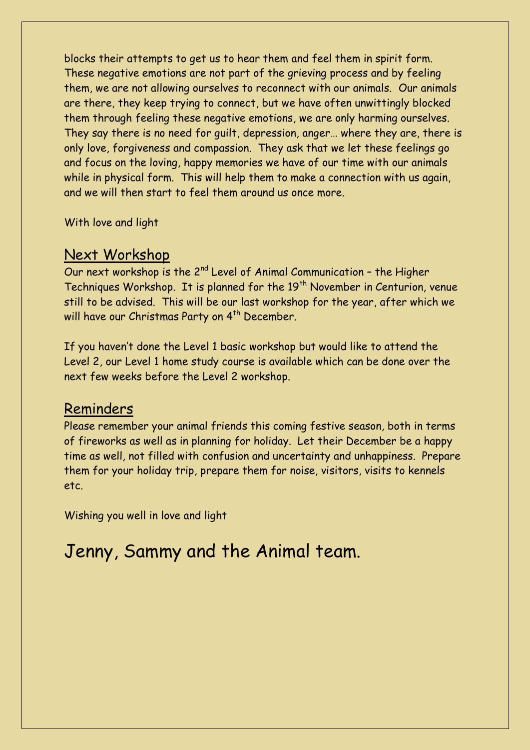blocks their attempts to get us to hear them and feel them in spirit form. These negative emotions are not part of the grieving process and by feeling them, we are not allowing ourselves to reconnect with our animals. Our animals are there, they keep trying to connect, but we have often unwittingly blocked them through feeling these negative emotions, we are only harming ourselves. They say there is no need for guilt, depression, anger… where they are, there is only love, forgiveness and compassion. They ask that we let these feelings go and focus on the loving, happy memories we have of our time with our animals while in physical form. This will help them to make a connection with us again, and we will then start to feel them around us once more.

With love and light

## Next Workshop

Our next workshop is the 2nd Level of Animal Communication – the Higher Techniques Workshop. It is planned for the 19th November in Centurion, venue still to be advised. This will be our last workshop for the year, after which we will have our Christmas Party on 4th December.

If you haven't done the Level 1 basic workshop but would like to attend the Level 2, our Level 1 home study course is available which can be done over the next few weeks before the Level 2 workshop.

## Reminders

Please remember your animal friends this coming festive season, both in terms of fireworks as well as in planning for holiday. Let their December be a happy time as well, not filled with confusion and uncertainty and unhappiness. Prepare them for your holiday trip, prepare them for noise, visitors, visits to kennels etc.

Wishing you well in love and light

# Jenny, Sammy and the Animal team.